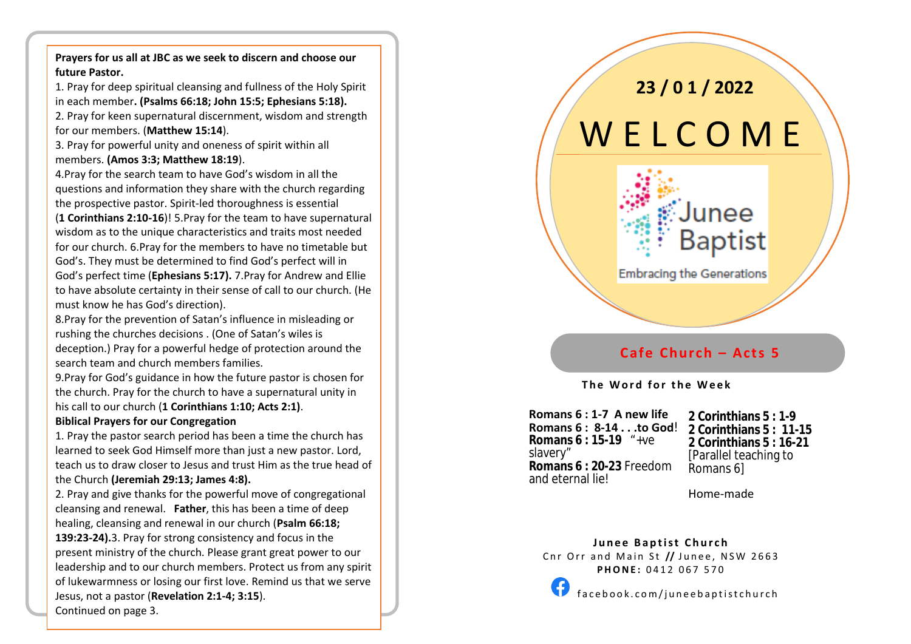**Prayers for us all at JBC as we seek to discern and choose our future Pastor.**

1. Pray for deep spiritual cleansing and fullness of the Holy Spirit in each member**. (Psalms 66:18; John 15:5; Ephesians 5:18).**
2. Pray for keen supernatural discernment, wisdom and strength for our members. (**Matthew 15:14**).
3. Pray for powerful unity and oneness of spirit within all members. **(Amos 3:3; Matthew 18:19**).

4.Pray for the search team to have God's wisdom in all the questions and information they share with the church regarding the prospective pastor. Spirit-led thoroughness is essential (**1 Corinthians 2:10-16**)! 5.Pray for the team to have supernatural wisdom as to the unique characteristics and traits most needed for our church. 6.Pray for the members to have no timetable but God's. They must be determined to find God's perfect will in God's perfect time (**Ephesians 5:17).** 7.Pray for Andrew and Ellie to have absolute certainty in their sense of call to our church. (He must know he has God's direction).

8.Pray for the prevention of Satan's influence in misleading or rushing the churches decisions . (One of Satan's wiles is deception.) Pray for a powerful hedge of protection around the search team and church members families.

9.Pray for God's guidance in how the future pastor is chosen for the church. Pray for the church to have a supernatural unity in his call to our church (**1 Corinthians 1:10; Acts 2:1)**.

**Biblical Prayers for our Congregation**

1. Pray the pastor search period has been a time the church has learned to seek God Himself more than just a new pastor. Lord, teach us to draw closer to Jesus and trust Him as the true head of the Church **(Jeremiah 29:13; James 4:8).**
2. Pray and give thanks for the powerful move of congregational cleansing and renewal. **Father**, this has been a time of deep healing, cleansing and renewal in our church (**Psalm 66:18; 139:23-24).**3. Pray for strong consistency and focus in the present ministry of the church. Please grant great power to our leadership and to our church members. Protect us from any spirit of lukewarmness or losing our first love. Remind us that we serve Jesus, not a pastor (**Revelation 2:1-4; 3:15**).

Continued on page 3.

**23 / 0 1 / 2022**

# W E L C O M E

Junee Baptist

Embracing the Generations

## Cafe Church – Acts 5

**The Word for the Week**

**Romans 6 : 1-7 A new life**
**Romans 6 : 8-14 . . .to God**!
**Romans 6 : 15-19** "+ve slavery"
**Romans 6 : 20-23** Freedom and eternal lie!

**2 Corinthians 5 : 1-9**
**2 Corinthians 5 : 11-15**
**2 Corinthians 5 : 16-21**
[Parallel teaching to Romans 6]

Home-made

**Junee Baptist Church**
Cnr Orr and Main St **//** Junee, NSW 2663
**PHONE:** 0412 067 570

facebook.com/juneebaptistchurch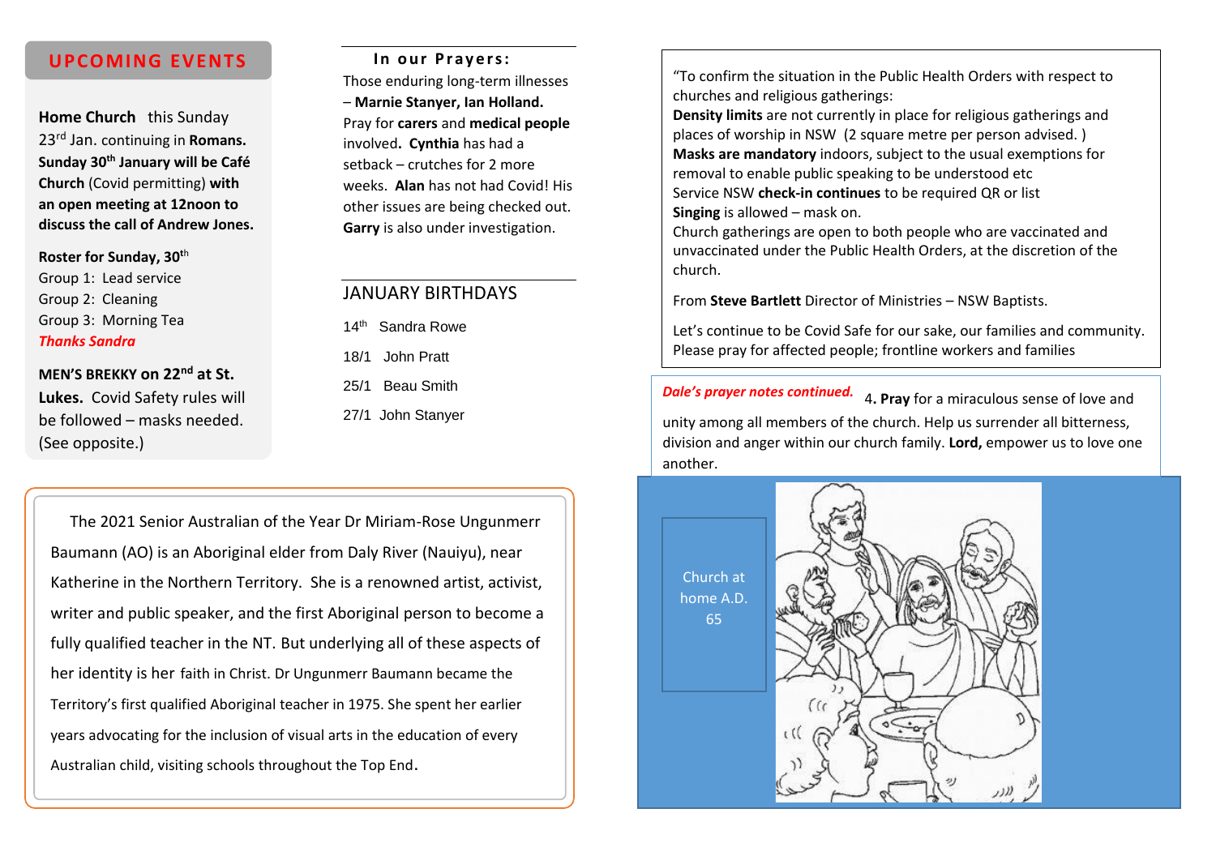## UPCOMING EVENTS

**Home Church** this Sunday 23rd Jan. continuing in **Romans.** **Sunday 30th January will be Café Church** (Covid permitting) **with an open meeting at 12noon to discuss the call of Andrew Jones.**

**Roster for Sunday, 30th**
Group 1: Lead service
Group 2: Cleaning
Group 3: Morning Tea
***Thanks Sandra***

**MEN'S BREKKY on 22nd at St. Lukes.** Covid Safety rules will be followed – masks needed. (See opposite.)

### In our Prayers:

Those enduring long-term illnesses – **Marnie Stanyer, Ian Holland.** Pray for **carers** and **medical people** involved**. Cynthia** has had a setback – crutches for 2 more weeks. **Alan** has not had Covid! His other issues are being checked out. **Garry** is also under investigation.

### JANUARY BIRTHDAYS

14th Sandra Rowe
18/1 John Pratt
25/1 Beau Smith
27/1 John Stanyer

"To confirm the situation in the Public Health Orders with respect to churches and religious gatherings:
**Density limits** are not currently in place for religious gatherings and places of worship in NSW (2 square metre per person advised. )
**Masks are mandatory** indoors, subject to the usual exemptions for removal to enable public speaking to be understood etc
Service NSW **check-in continues** to be required QR or list
**Singing** is allowed – mask on.
Church gatherings are open to both people who are vaccinated and unvaccinated under the Public Health Orders, at the discretion of the church.

From **Steve Bartlett** Director of Ministries – NSW Baptists.

Let's continue to be Covid Safe for our sake, our families and community. Please pray for affected people; frontline workers and families

***Dale's prayer notes continued.*** 4**. Pray** for a miraculous sense of love and unity among all members of the church. Help us surrender all bitterness, division and anger within our church family. **Lord,** empower us to love one another.

The 2021 Senior Australian of the Year Dr Miriam-Rose Ungunmerr Baumann (AO) is an Aboriginal elder from Daly River (Nauiyu), near Katherine in the Northern Territory. She is a renowned artist, activist, writer and public speaker, and the first Aboriginal person to become a fully qualified teacher in the NT. But underlying all of these aspects of her identity is her faith in Christ. Dr Ungunmerr Baumann became the Territory's first qualified Aboriginal teacher in 1975. She spent her earlier years advocating for the inclusion of visual arts in the education of every Australian child, visiting schools throughout the Top End.

Church at home A.D. 65